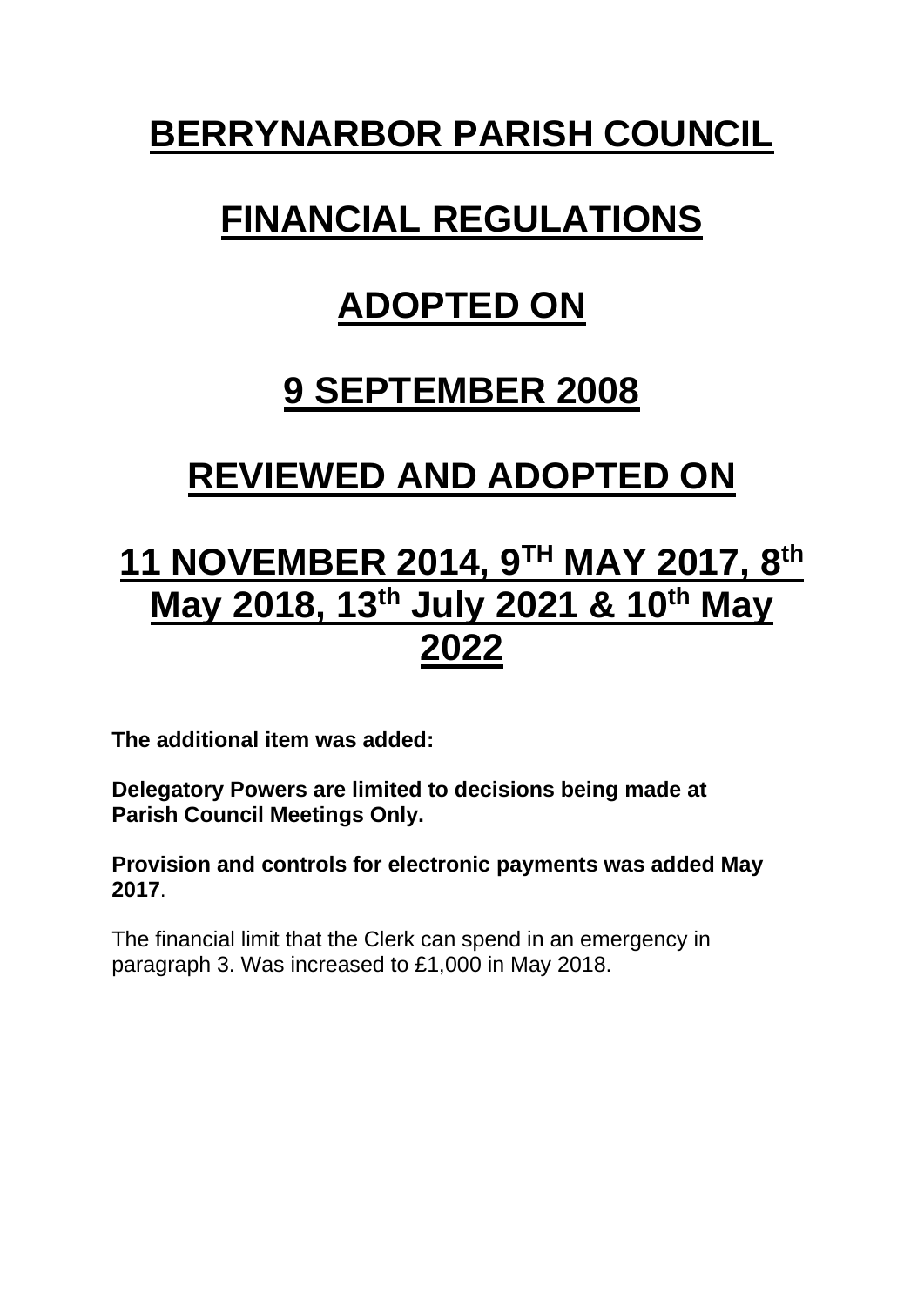# BERRYNARBOR PARISH COUNCIL

# FINANCIAL REGULATIONS

# ADOPTED ON

# 9 SEPTEMBER 2008

# REVIEWED AND ADOPTED ON

# 11 NOVEMBER 2014, 9TH MAY 2017, 8th May 2018, 13th July 2021 & 10th May 2022

**The additional item was added:**

**Delegatory Powers are limited to decisions being made at Parish Council Meetings Only.**

**Provision and controls for electronic payments was added May 2017**.

The financial limit that the Clerk can spend in an emergency in paragraph 3. Was increased to £1,000 in May 2018.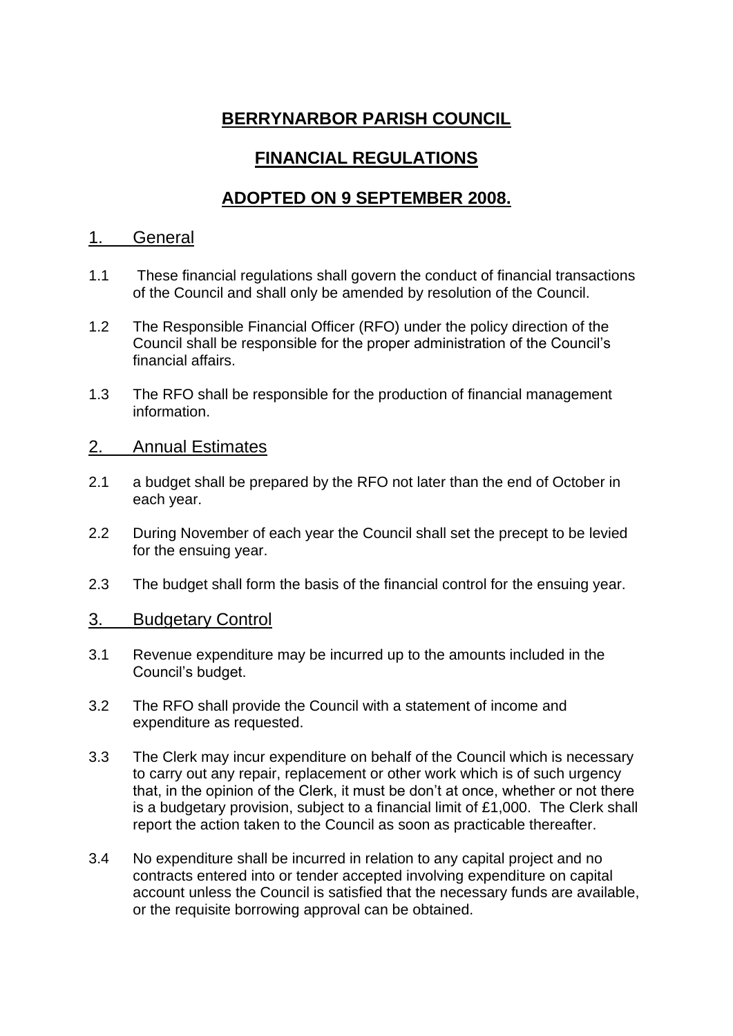# BERRYNARBOR PARISH COUNCIL

# FINANCIAL REGULATIONS

# ADOPTED ON 9 SEPTEMBER 2008.

## 1. General

1.1 These financial regulations shall govern the conduct of financial transactions of the Council and shall only be amended by resolution of the Council.

1.2 The Responsible Financial Officer (RFO) under the policy direction of the Council shall be responsible for the proper administration of the Council's financial affairs.

1.3 The RFO shall be responsible for the production of financial management information.

## 2. Annual Estimates

2.1 a budget shall be prepared by the RFO not later than the end of October in each year.

2.2 During November of each year the Council shall set the precept to be levied for the ensuing year.

2.3 The budget shall form the basis of the financial control for the ensuing year.

## 3. Budgetary Control

3.1 Revenue expenditure may be incurred up to the amounts included in the Council's budget.

3.2 The RFO shall provide the Council with a statement of income and expenditure as requested.

3.3 The Clerk may incur expenditure on behalf of the Council which is necessary to carry out any repair, replacement or other work which is of such urgency that, in the opinion of the Clerk, it must be don't at once, whether or not there is a budgetary provision, subject to a financial limit of £1,000. The Clerk shall report the action taken to the Council as soon as practicable thereafter.

3.4 No expenditure shall be incurred in relation to any capital project and no contracts entered into or tender accepted involving expenditure on capital account unless the Council is satisfied that the necessary funds are available, or the requisite borrowing approval can be obtained.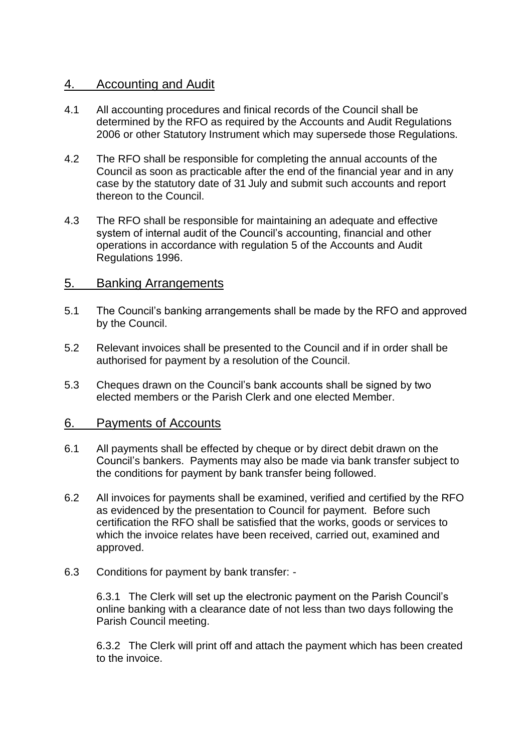## 4. Accounting and Audit

4.1 All accounting procedures and finical records of the Council shall be determined by the RFO as required by the Accounts and Audit Regulations 2006 or other Statutory Instrument which may supersede those Regulations.

4.2 The RFO shall be responsible for completing the annual accounts of the Council as soon as practicable after the end of the financial year and in any case by the statutory date of 31 July and submit such accounts and report thereon to the Council.

4.3 The RFO shall be responsible for maintaining an adequate and effective system of internal audit of the Council's accounting, financial and other operations in accordance with regulation 5 of the Accounts and Audit Regulations 1996.

## 5. Banking Arrangements

5.1 The Council's banking arrangements shall be made by the RFO and approved by the Council.

5.2 Relevant invoices shall be presented to the Council and if in order shall be authorised for payment by a resolution of the Council.

5.3 Cheques drawn on the Council's bank accounts shall be signed by two elected members or the Parish Clerk and one elected Member.

## 6. Payments of Accounts

6.1 All payments shall be effected by cheque or by direct debit drawn on the Council's bankers. Payments may also be made via bank transfer subject to the conditions for payment by bank transfer being followed.

6.2 All invoices for payments shall be examined, verified and certified by the RFO as evidenced by the presentation to Council for payment. Before such certification the RFO shall be satisfied that the works, goods or services to which the invoice relates have been received, carried out, examined and approved.

6.3 Conditions for payment by bank transfer: -

6.3.1 The Clerk will set up the electronic payment on the Parish Council's online banking with a clearance date of not less than two days following the Parish Council meeting.

6.3.2 The Clerk will print off and attach the payment which has been created to the invoice.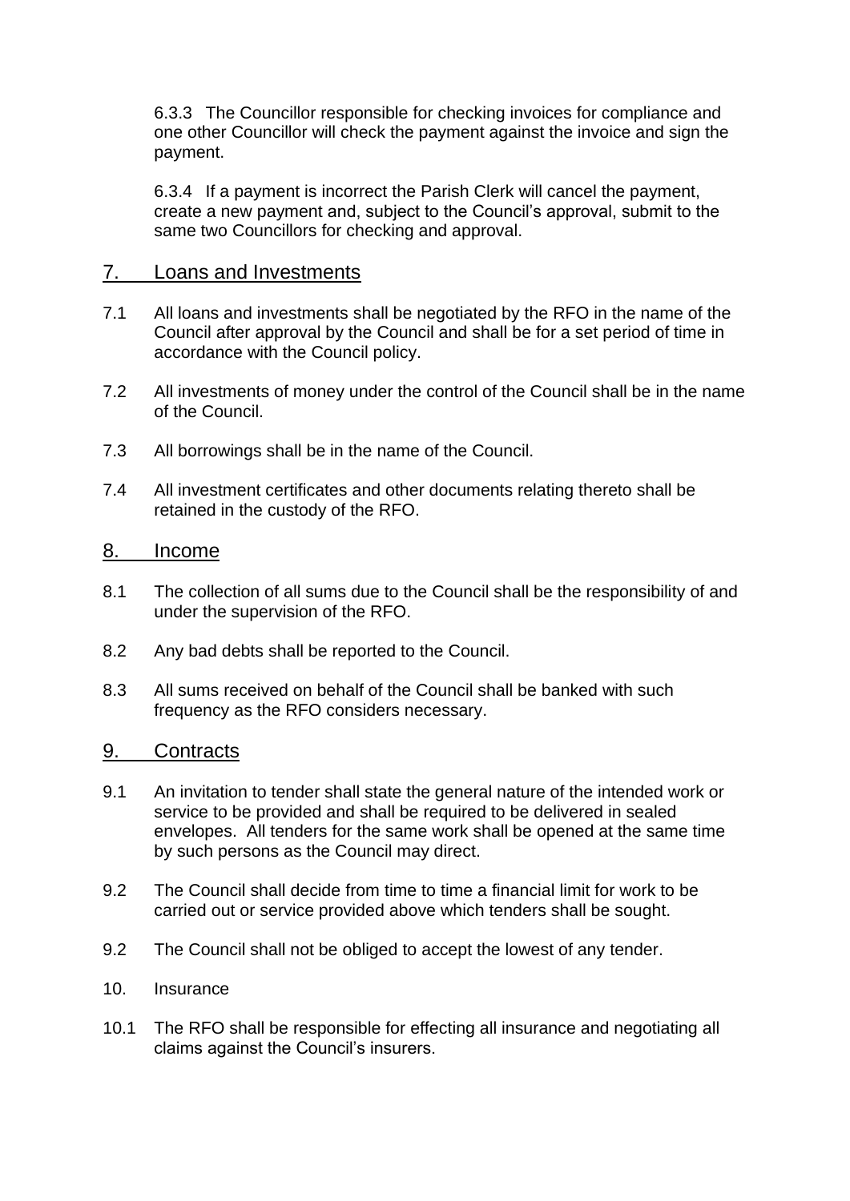6.3.3 The Councillor responsible for checking invoices for compliance and one other Councillor will check the payment against the invoice and sign the payment.

6.3.4 If a payment is incorrect the Parish Clerk will cancel the payment, create a new payment and, subject to the Council's approval, submit to the same two Councillors for checking and approval.

## 7. Loans and Investments

7.1 All loans and investments shall be negotiated by the RFO in the name of the Council after approval by the Council and shall be for a set period of time in accordance with the Council policy.

7.2 All investments of money under the control of the Council shall be in the name of the Council.

7.3 All borrowings shall be in the name of the Council.

7.4 All investment certificates and other documents relating thereto shall be retained in the custody of the RFO.

## 8. Income

8.1 The collection of all sums due to the Council shall be the responsibility of and under the supervision of the RFO.

8.2 Any bad debts shall be reported to the Council.

8.3 All sums received on behalf of the Council shall be banked with such frequency as the RFO considers necessary.

## 9. Contracts

9.1 An invitation to tender shall state the general nature of the intended work or service to be provided and shall be required to be delivered in sealed envelopes. All tenders for the same work shall be opened at the same time by such persons as the Council may direct.

9.2 The Council shall decide from time to time a financial limit for work to be carried out or service provided above which tenders shall be sought.

9.2 The Council shall not be obliged to accept the lowest of any tender.

10. Insurance

10.1 The RFO shall be responsible for effecting all insurance and negotiating all claims against the Council's insurers.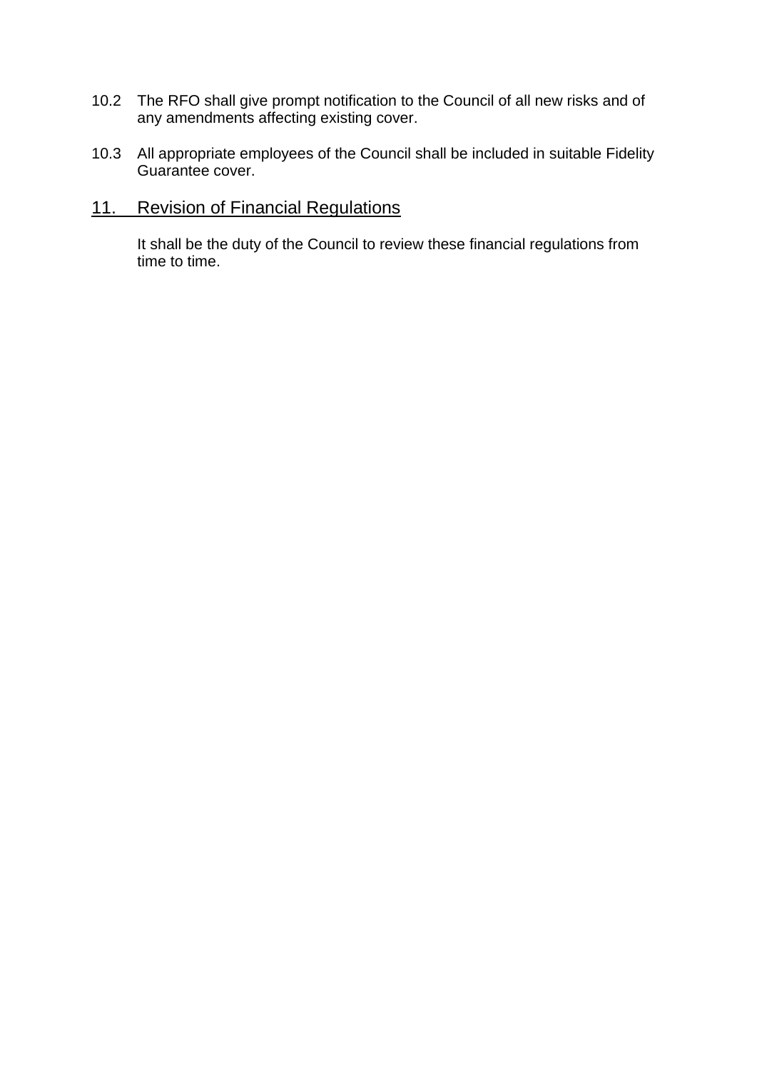10.2 The RFO shall give prompt notification to the Council of all new risks and of any amendments affecting existing cover.

10.3 All appropriate employees of the Council shall be included in suitable Fidelity Guarantee cover.

## 11. Revision of Financial Regulations

It shall be the duty of the Council to review these financial regulations from time to time.